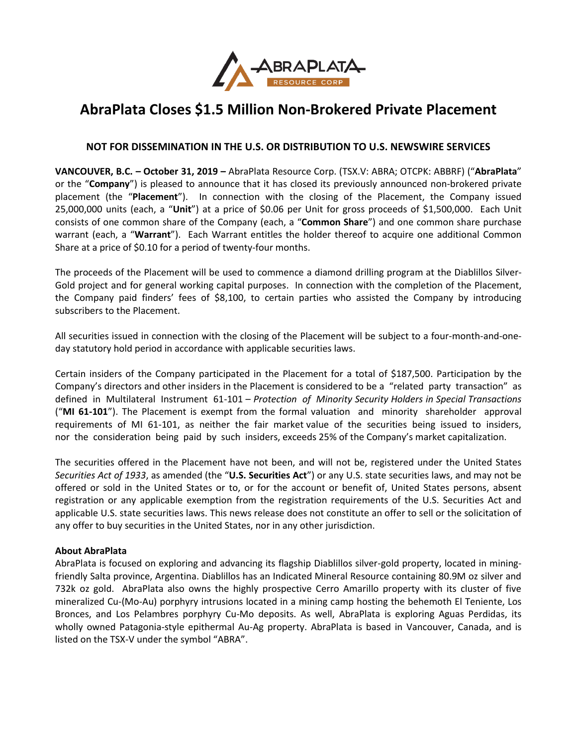# AbraPlata Closes $1.5 Million Non-Brokered Private Placement

**NOT FOR DISSEMINATION IN THE U.S. OR DISTRIBUTION TO U.S. NEWSWIRE SERVICES**

**VANCOUVER, B.C. – October 31, 2019 –** AbraPlata Resource Corp. (TSX.V: ABRA; OTCPK: ABBRF) ("**AbraPlata**" or the "**Company**") is pleased to announce that it has closed its previously announced non-brokered private placement (the "**Placement**"). In connection with the closing of the Placement, the Company issued 25,000,000 units (each, a "**Unit**") at a price of $0.06 per Unit for gross proceeds of $1,500,000. Each Unit consists of one common share of the Company (each, a "**Common Share**") and one common share purchase warrant (each, a "**Warrant**"). Each Warrant entitles the holder thereof to acquire one additional Common Share at a price of $0.10 for a period of twenty-four months.

The proceeds of the Placement will be used to commence a diamond drilling program at the Diablillos Silver-Gold project and for general working capital purposes. In connection with the completion of the Placement, the Company paid finders' fees of $8,100, to certain parties who assisted the Company by introducing subscribers to the Placement.

All securities issued in connection with the closing of the Placement will be subject to a four-month-and-one-day statutory hold period in accordance with applicable securities laws.

Certain insiders of the Company participated in the Placement for a total of $187,500. Participation by the Company's directors and other insiders in the Placement is considered to be a "related party transaction" as defined in Multilateral Instrument 61-101 – *Protection of Minority Security Holders in Special Transactions* ("**MI 61-101**"). The Placement is exempt from the formal valuation and minority shareholder approval requirements of MI 61-101, as neither the fair market value of the securities being issued to insiders, nor the consideration being paid by such insiders, exceeds 25% of the Company's market capitalization.

The securities offered in the Placement have not been, and will not be, registered under the United States *Securities Act of 1933*, as amended (the "**U.S. Securities Act**") or any U.S. state securities laws, and may not be offered or sold in the United States or to, or for the account or benefit of, United States persons, absent registration or any applicable exemption from the registration requirements of the U.S. Securities Act and applicable U.S. state securities laws. This news release does not constitute an offer to sell or the solicitation of any offer to buy securities in the United States, nor in any other jurisdiction.

**About AbraPlata**

AbraPlata is focused on exploring and advancing its flagship Diablillos silver-gold property, located in mining-friendly Salta province, Argentina. Diablillos has an Indicated Mineral Resource containing 80.9M oz silver and 732k oz gold. AbraPlata also owns the highly prospective Cerro Amarillo property with its cluster of five mineralized Cu-(Mo-Au) porphyry intrusions located in a mining camp hosting the behemoth El Teniente, Los Bronces, and Los Pelambres porphyry Cu-Mo deposits. As well, AbraPlata is exploring Aguas Perdidas, its wholly owned Patagonia-style epithermal Au-Ag property. AbraPlata is based in Vancouver, Canada, and is listed on the TSX-V under the symbol "ABRA".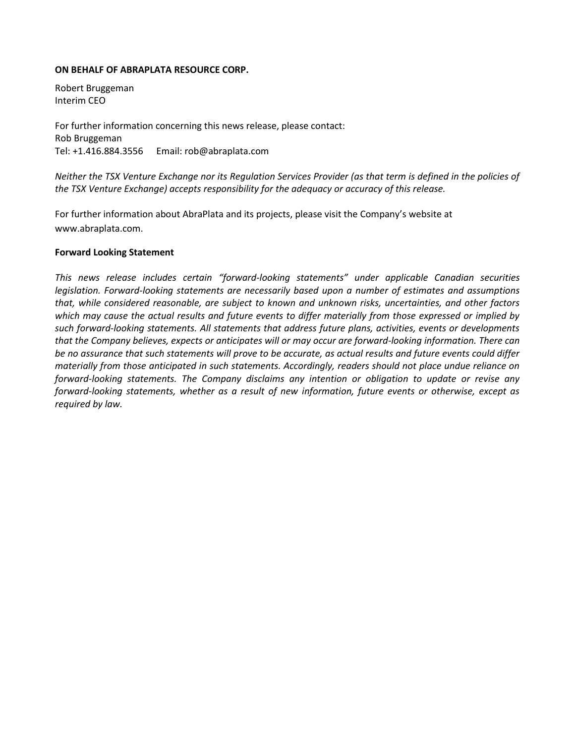**ON BEHALF OF ABRAPLATA RESOURCE CORP.**

Robert Bruggeman
Interim CEO

For further information concerning this news release, please contact:
Rob Bruggeman
Tel: +1.416.884.3556  Email: rob@abraplata.com

*Neither the TSX Venture Exchange nor its Regulation Services Provider (as that term is defined in the policies of the TSX Venture Exchange) accepts responsibility for the adequacy or accuracy of this release.*

For further information about AbraPlata and its projects, please visit the Company's website at www.abraplata.com.

**Forward Looking Statement**

*This news release includes certain "forward-looking statements" under applicable Canadian securities legislation. Forward-looking statements are necessarily based upon a number of estimates and assumptions that, while considered reasonable, are subject to known and unknown risks, uncertainties, and other factors which may cause the actual results and future events to differ materially from those expressed or implied by such forward-looking statements. All statements that address future plans, activities, events or developments that the Company believes, expects or anticipates will or may occur are forward-looking information. There can be no assurance that such statements will prove to be accurate, as actual results and future events could differ materially from those anticipated in such statements. Accordingly, readers should not place undue reliance on forward-looking statements. The Company disclaims any intention or obligation to update or revise any forward-looking statements, whether as a result of new information, future events or otherwise, except as required by law.*